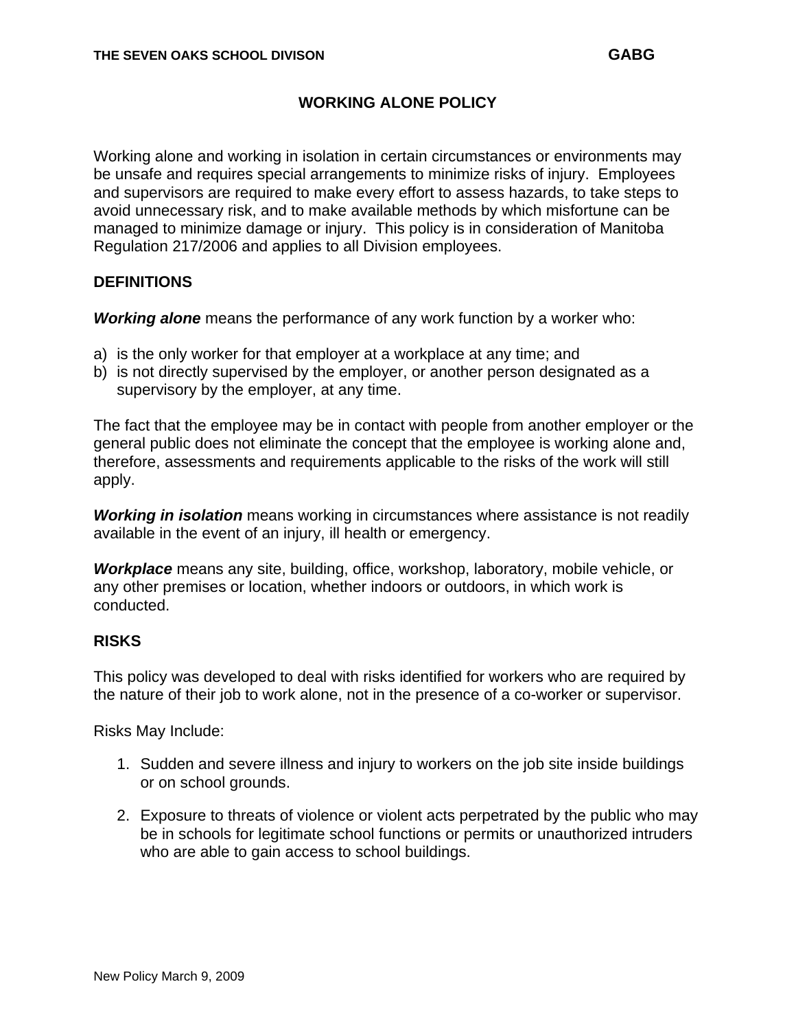**THE SEVEN OAKS SCHOOL DIVISON** **GABG**

# WORKING ALONE POLICY

Working alone and working in isolation in certain circumstances or environments may be unsafe and requires special arrangements to minimize risks of injury. Employees and supervisors are required to make every effort to assess hazards, to take steps to avoid unnecessary risk, and to make available methods by which misfortune can be managed to minimize damage or injury. This policy is in consideration of Manitoba Regulation 217/2006 and applies to all Division employees.

## DEFINITIONS

***Working alone*** means the performance of any work function by a worker who:

a) is the only worker for that employer at a workplace at any time; and
b) is not directly supervised by the employer, or another person designated as a supervisory by the employer, at any time.

The fact that the employee may be in contact with people from another employer or the general public does not eliminate the concept that the employee is working alone and, therefore, assessments and requirements applicable to the risks of the work will still apply.

***Working in isolation*** means working in circumstances where assistance is not readily available in the event of an injury, ill health or emergency.

***Workplace*** means any site, building, office, workshop, laboratory, mobile vehicle, or any other premises or location, whether indoors or outdoors, in which work is conducted.

## RISKS

This policy was developed to deal with risks identified for workers who are required by the nature of their job to work alone, not in the presence of a co-worker or supervisor.

Risks May Include:

1. Sudden and severe illness and injury to workers on the job site inside buildings or on school grounds.

2. Exposure to threats of violence or violent acts perpetrated by the public who may be in schools for legitimate school functions or permits or unauthorized intruders who are able to gain access to school buildings.

New Policy March 9, 2009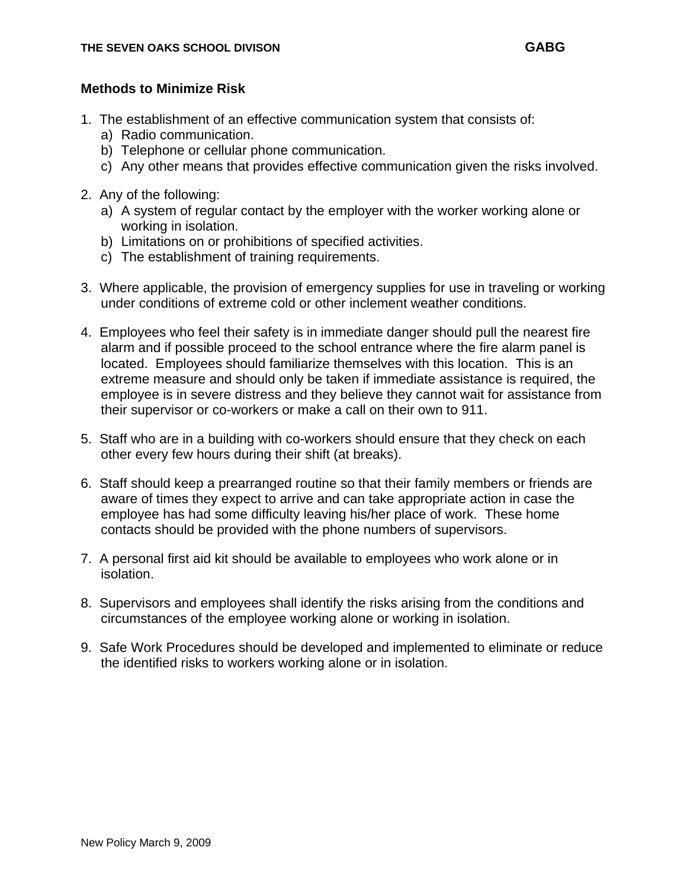## Methods to Minimize Risk

1. The establishment of an effective communication system that consists of:
   a) Radio communication.
   b) Telephone or cellular phone communication.
   c) Any other means that provides effective communication given the risks involved.

2. Any of the following:
   a) A system of regular contact by the employer with the worker working alone or working in isolation.
   b) Limitations on or prohibitions of specified activities.
   c) The establishment of training requirements.

3. Where applicable, the provision of emergency supplies for use in traveling or working under conditions of extreme cold or other inclement weather conditions.

4. Employees who feel their safety is in immediate danger should pull the nearest fire alarm and if possible proceed to the school entrance where the fire alarm panel is located. Employees should familiarize themselves with this location. This is an extreme measure and should only be taken if immediate assistance is required, the employee is in severe distress and they believe they cannot wait for assistance from their supervisor or co-workers or make a call on their own to 911.

5. Staff who are in a building with co-workers should ensure that they check on each other every few hours during their shift (at breaks).

6. Staff should keep a prearranged routine so that their family members or friends are aware of times they expect to arrive and can take appropriate action in case the employee has had some difficulty leaving his/her place of work. These home contacts should be provided with the phone numbers of supervisors.

7. A personal first aid kit should be available to employees who work alone or in isolation.

8. Supervisors and employees shall identify the risks arising from the conditions and circumstances of the employee working alone or working in isolation.

9. Safe Work Procedures should be developed and implemented to eliminate or reduce the identified risks to workers working alone or in isolation.